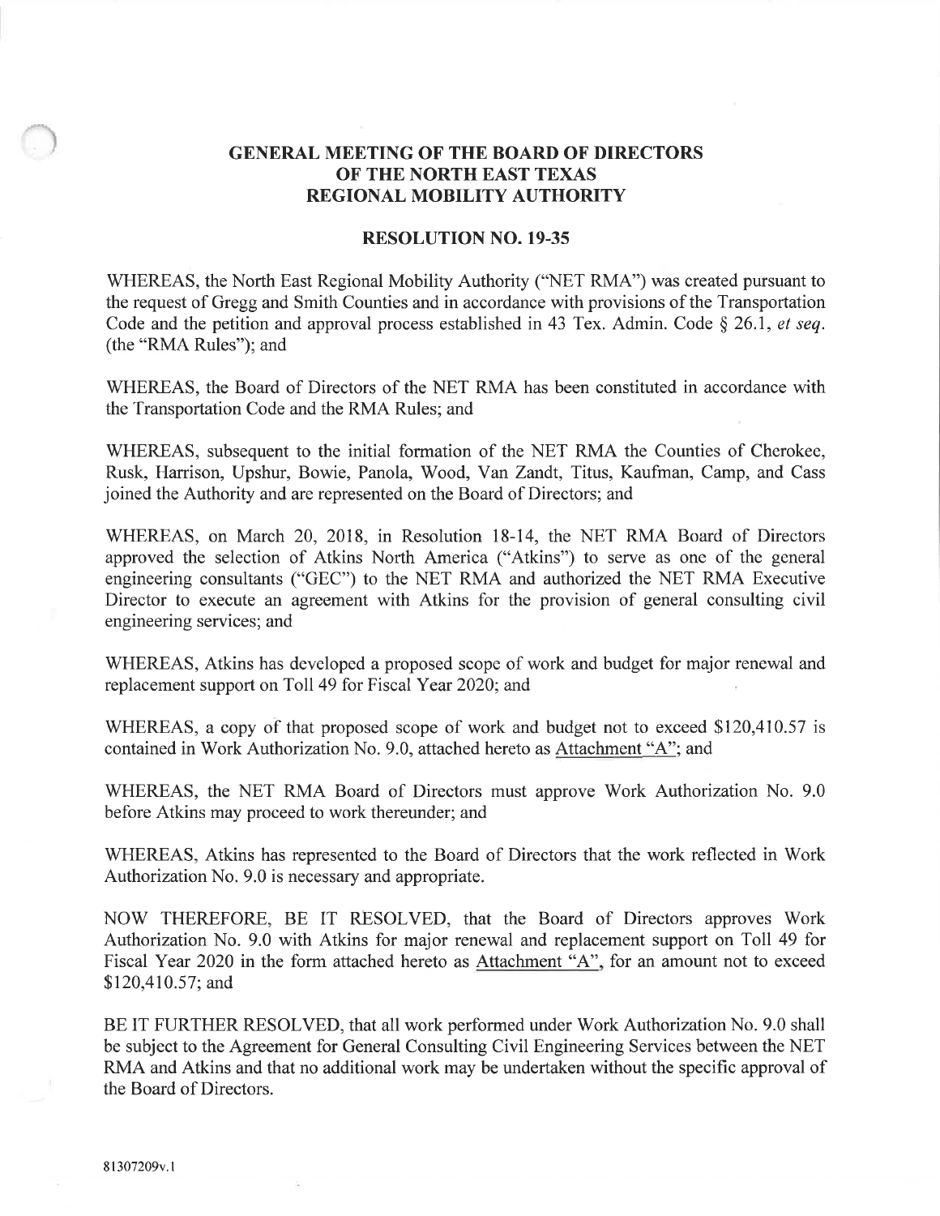# GENERAL MEETING OF THE BOARD OF DIRECTORS OF THE NORTH EAST TEXAS REGIONAL MOBILITY AUTHORITY

## RESOLUTION NO. 19-35

WHEREAS, the North East Regional Mobility Authority ("NET RMA") was created pursuant to the request of Gregg and Smith Counties and in accordance with provisions of the Transportation Code and the petition and approval process established in 43 Tex. Admin. Code § 26.1, *et seq.* (the "RMA Rules"); and

WHEREAS, the Board of Directors of the NET RMA has been constituted in accordance with the Transportation Code and the RMA Rules; and

WHEREAS, subsequent to the initial formation of the NET RMA the Counties of Cherokee, Rusk, Harrison, Upshur, Bowie, Panola, Wood, Van Zandt, Titus, Kaufman, Camp, and Cass joined the Authority and are represented on the Board of Directors; and

WHEREAS, on March 20, 2018, in Resolution 18-14, the NET RMA Board of Directors approved the selection of Atkins North America ("Atkins") to serve as one of the general engineering consultants ("GEC") to the NET RMA and authorized the NET RMA Executive Director to execute an agreement with Atkins for the provision of general consulting civil engineering services; and

WHEREAS, Atkins has developed a proposed scope of work and budget for major renewal and replacement support on Toll 49 for Fiscal Year 2020; and

WHEREAS, a copy of that proposed scope of work and budget not to exceed $120,410.57 is contained in Work Authorization No. 9.0, attached hereto as Attachment "A"; and

WHEREAS, the NET RMA Board of Directors must approve Work Authorization No. 9.0 before Atkins may proceed to work thereunder; and

WHEREAS, Atkins has represented to the Board of Directors that the work reflected in Work Authorization No. 9.0 is necessary and appropriate.

NOW THEREFORE, BE IT RESOLVED, that the Board of Directors approves Work Authorization No. 9.0 with Atkins for major renewal and replacement support on Toll 49 for Fiscal Year 2020 in the form attached hereto as Attachment "A", for an amount not to exceed $120,410.57; and

BE IT FURTHER RESOLVED, that all work performed under Work Authorization No. 9.0 shall be subject to the Agreement for General Consulting Civil Engineering Services between the NET RMA and Atkins and that no additional work may be undertaken without the specific approval of the Board of Directors.

81307209v.1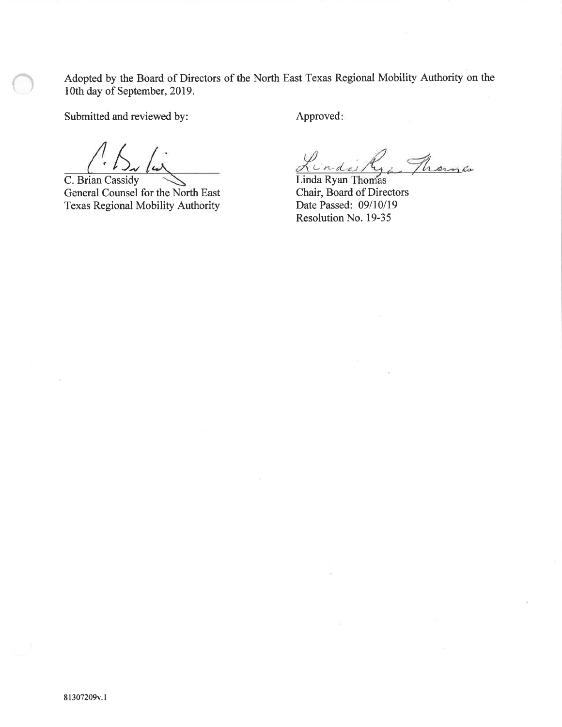Adopted by the Board of Directors of the North East Texas Regional Mobility Authority on the 10th day of September, 2019.

Submitted and reviewed by:

C. Brian Cassidy
General Counsel for the North East Texas Regional Mobility Authority

Approved:

Linda Ryan Thomas
Chair, Board of Directors
Date Passed: 09/10/19
Resolution No. 19-35

81307209v.1